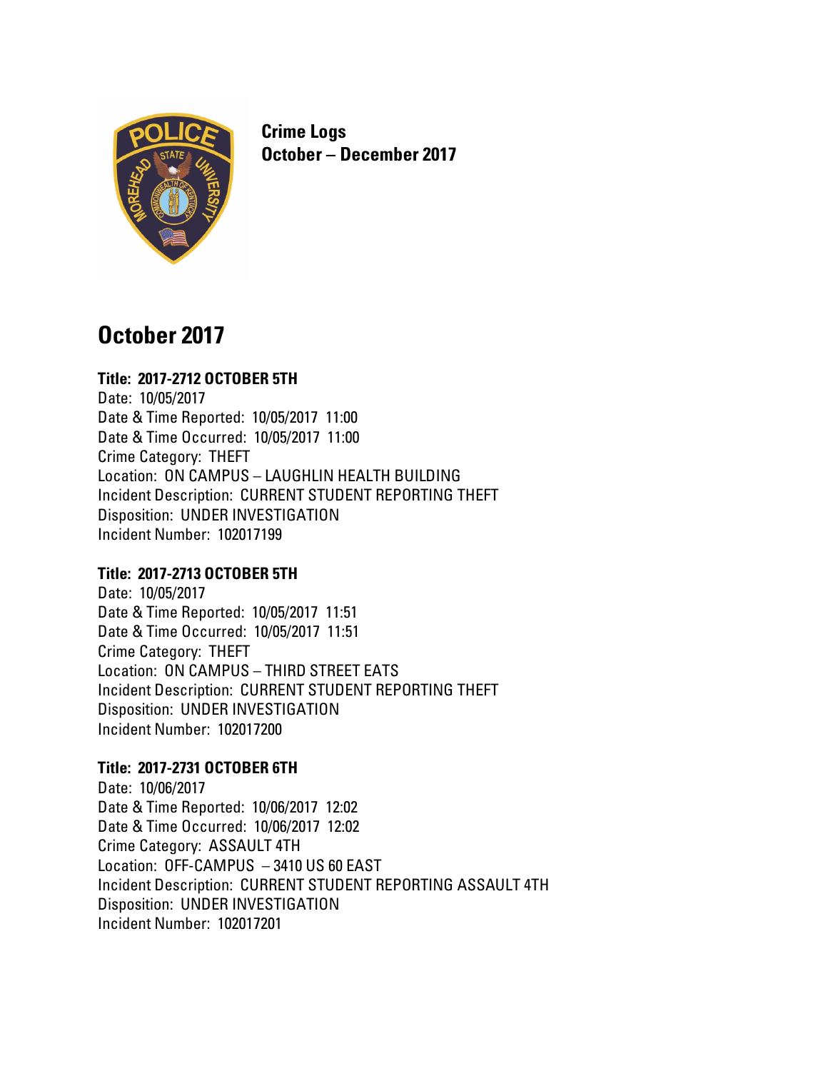# Crime Logs
# October – December 2017

## October 2017

**Title: 2017-2712 OCTOBER 5TH**
Date: 10/05/2017
Date & Time Reported: 10/05/2017 11:00
Date & Time Occurred: 10/05/2017 11:00
Crime Category: THEFT
Location: ON CAMPUS – LAUGHLIN HEALTH BUILDING
Incident Description: CURRENT STUDENT REPORTING THEFT
Disposition: UNDER INVESTIGATION
Incident Number: 102017199

**Title: 2017-2713 OCTOBER 5TH**
Date: 10/05/2017
Date & Time Reported: 10/05/2017 11:51
Date & Time Occurred: 10/05/2017 11:51
Crime Category: THEFT
Location: ON CAMPUS – THIRD STREET EATS
Incident Description: CURRENT STUDENT REPORTING THEFT
Disposition: UNDER INVESTIGATION
Incident Number: 102017200

**Title: 2017-2731 OCTOBER 6TH**
Date: 10/06/2017
Date & Time Reported: 10/06/2017 12:02
Date & Time Occurred: 10/06/2017 12:02
Crime Category: ASSAULT 4TH
Location: OFF-CAMPUS – 3410 US 60 EAST
Incident Description: CURRENT STUDENT REPORTING ASSAULT 4TH
Disposition: UNDER INVESTIGATION
Incident Number: 102017201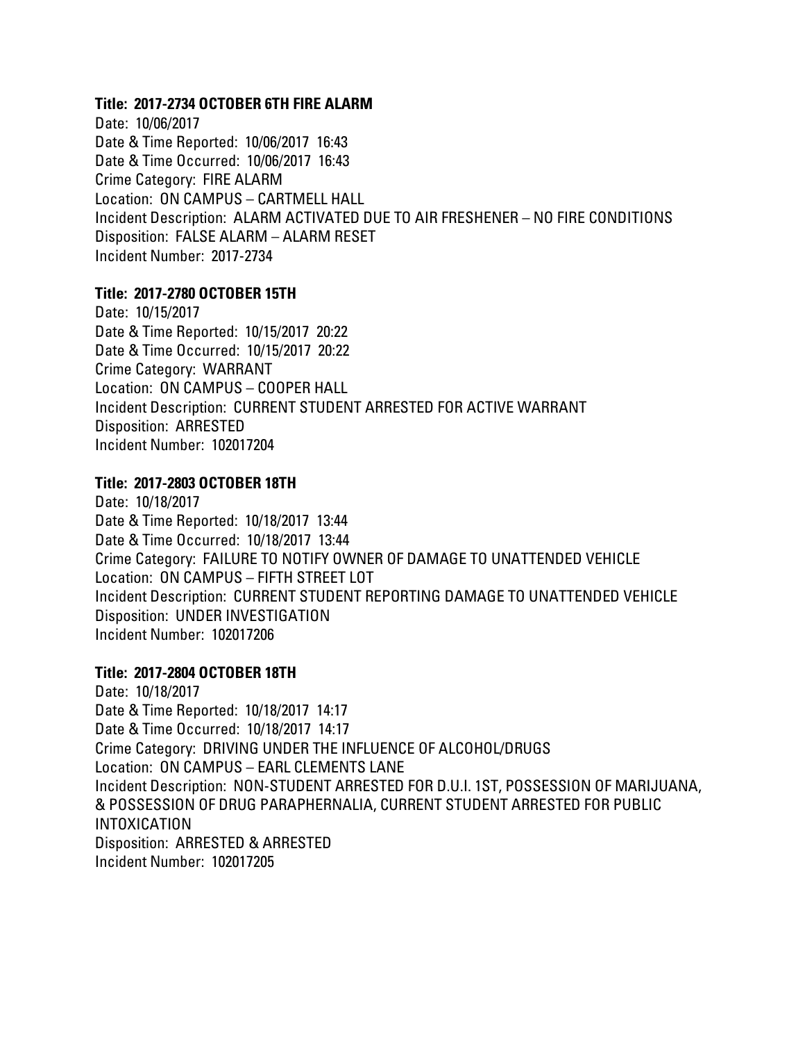**Title: 2017-2734 OCTOBER 6TH FIRE ALARM**
Date: 10/06/2017
Date & Time Reported: 10/06/2017 16:43
Date & Time Occurred: 10/06/2017 16:43
Crime Category: FIRE ALARM
Location: ON CAMPUS – CARTMELL HALL
Incident Description: ALARM ACTIVATED DUE TO AIR FRESHENER – NO FIRE CONDITIONS
Disposition: FALSE ALARM – ALARM RESET
Incident Number: 2017-2734

**Title: 2017-2780 OCTOBER 15TH**
Date: 10/15/2017
Date & Time Reported: 10/15/2017 20:22
Date & Time Occurred: 10/15/2017 20:22
Crime Category: WARRANT
Location: ON CAMPUS – COOPER HALL
Incident Description: CURRENT STUDENT ARRESTED FOR ACTIVE WARRANT
Disposition: ARRESTED
Incident Number: 102017204

**Title: 2017-2803 OCTOBER 18TH**
Date: 10/18/2017
Date & Time Reported: 10/18/2017 13:44
Date & Time Occurred: 10/18/2017 13:44
Crime Category: FAILURE TO NOTIFY OWNER OF DAMAGE TO UNATTENDED VEHICLE
Location: ON CAMPUS – FIFTH STREET LOT
Incident Description: CURRENT STUDENT REPORTING DAMAGE TO UNATTENDED VEHICLE
Disposition: UNDER INVESTIGATION
Incident Number: 102017206

**Title: 2017-2804 OCTOBER 18TH**
Date: 10/18/2017
Date & Time Reported: 10/18/2017 14:17
Date & Time Occurred: 10/18/2017 14:17
Crime Category: DRIVING UNDER THE INFLUENCE OF ALCOHOL/DRUGS
Location: ON CAMPUS – EARL CLEMENTS LANE
Incident Description: NON-STUDENT ARRESTED FOR D.U.I. 1ST, POSSESSION OF MARIJUANA, & POSSESSION OF DRUG PARAPHERNALIA, CURRENT STUDENT ARRESTED FOR PUBLIC INTOXICATION
Disposition: ARRESTED & ARRESTED
Incident Number: 102017205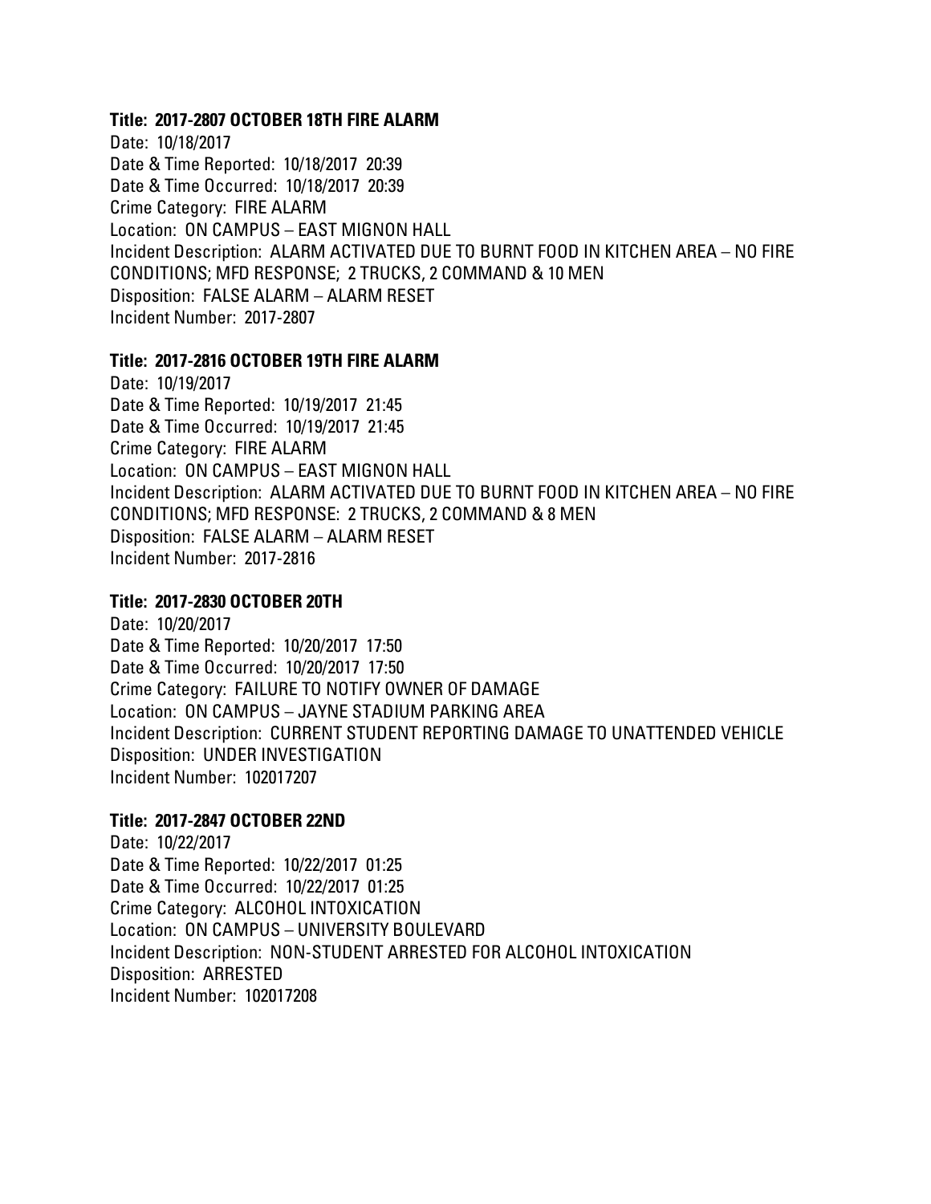**Title: 2017-2807 OCTOBER 18TH FIRE ALARM**

Date: 10/18/2017
Date & Time Reported: 10/18/2017 20:39
Date & Time Occurred: 10/18/2017 20:39
Crime Category: FIRE ALARM
Location: ON CAMPUS – EAST MIGNON HALL
Incident Description: ALARM ACTIVATED DUE TO BURNT FOOD IN KITCHEN AREA – NO FIRE CONDITIONS; MFD RESPONSE; 2 TRUCKS, 2 COMMAND & 10 MEN
Disposition: FALSE ALARM – ALARM RESET
Incident Number: 2017-2807

**Title: 2017-2816 OCTOBER 19TH FIRE ALARM**

Date: 10/19/2017
Date & Time Reported: 10/19/2017 21:45
Date & Time Occurred: 10/19/2017 21:45
Crime Category: FIRE ALARM
Location: ON CAMPUS – EAST MIGNON HALL
Incident Description: ALARM ACTIVATED DUE TO BURNT FOOD IN KITCHEN AREA – NO FIRE CONDITIONS; MFD RESPONSE: 2 TRUCKS, 2 COMMAND & 8 MEN
Disposition: FALSE ALARM – ALARM RESET
Incident Number: 2017-2816

**Title: 2017-2830 OCTOBER 20TH**

Date: 10/20/2017
Date & Time Reported: 10/20/2017 17:50
Date & Time Occurred: 10/20/2017 17:50
Crime Category: FAILURE TO NOTIFY OWNER OF DAMAGE
Location: ON CAMPUS – JAYNE STADIUM PARKING AREA
Incident Description: CURRENT STUDENT REPORTING DAMAGE TO UNATTENDED VEHICLE
Disposition: UNDER INVESTIGATION
Incident Number: 102017207

**Title: 2017-2847 OCTOBER 22ND**

Date: 10/22/2017
Date & Time Reported: 10/22/2017 01:25
Date & Time Occurred: 10/22/2017 01:25
Crime Category: ALCOHOL INTOXICATION
Location: ON CAMPUS – UNIVERSITY BOULEVARD
Incident Description: NON-STUDENT ARRESTED FOR ALCOHOL INTOXICATION
Disposition: ARRESTED
Incident Number: 102017208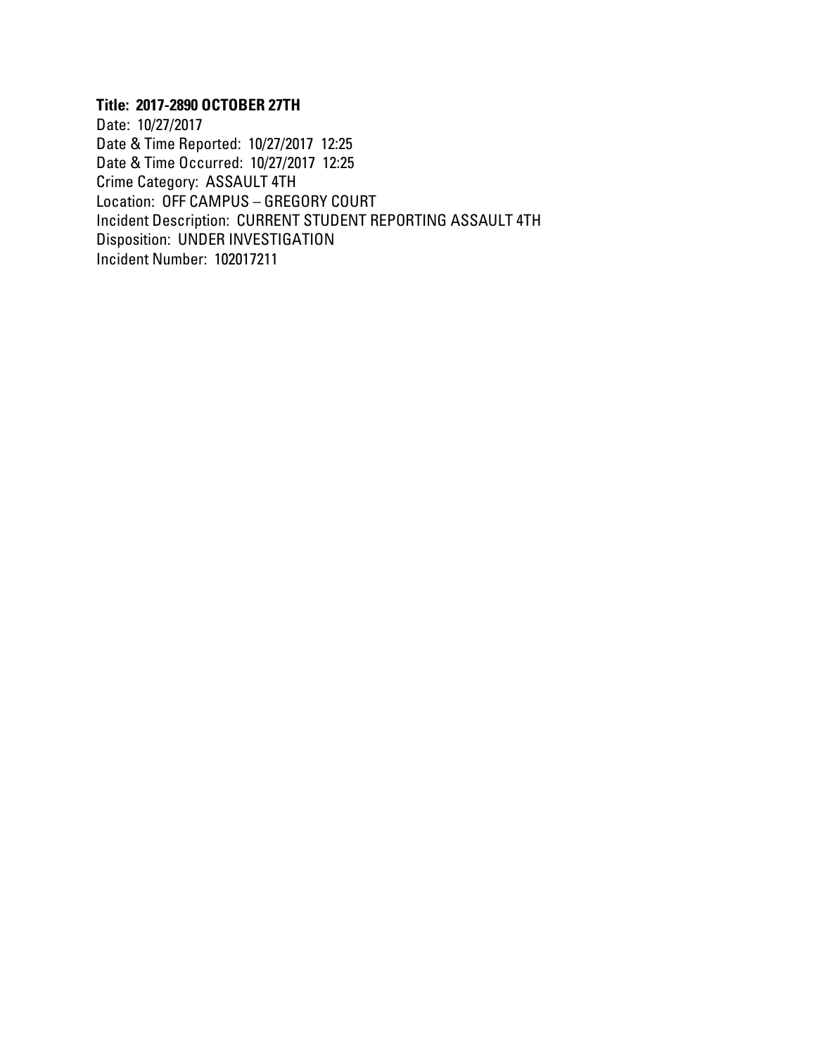**Title: 2017-2890 OCTOBER 27TH**

Date: 10/27/2017
Date & Time Reported: 10/27/2017 12:25
Date & Time Occurred: 10/27/2017 12:25
Crime Category: ASSAULT 4TH
Location: OFF CAMPUS – GREGORY COURT
Incident Description: CURRENT STUDENT REPORTING ASSAULT 4TH
Disposition: UNDER INVESTIGATION
Incident Number: 102017211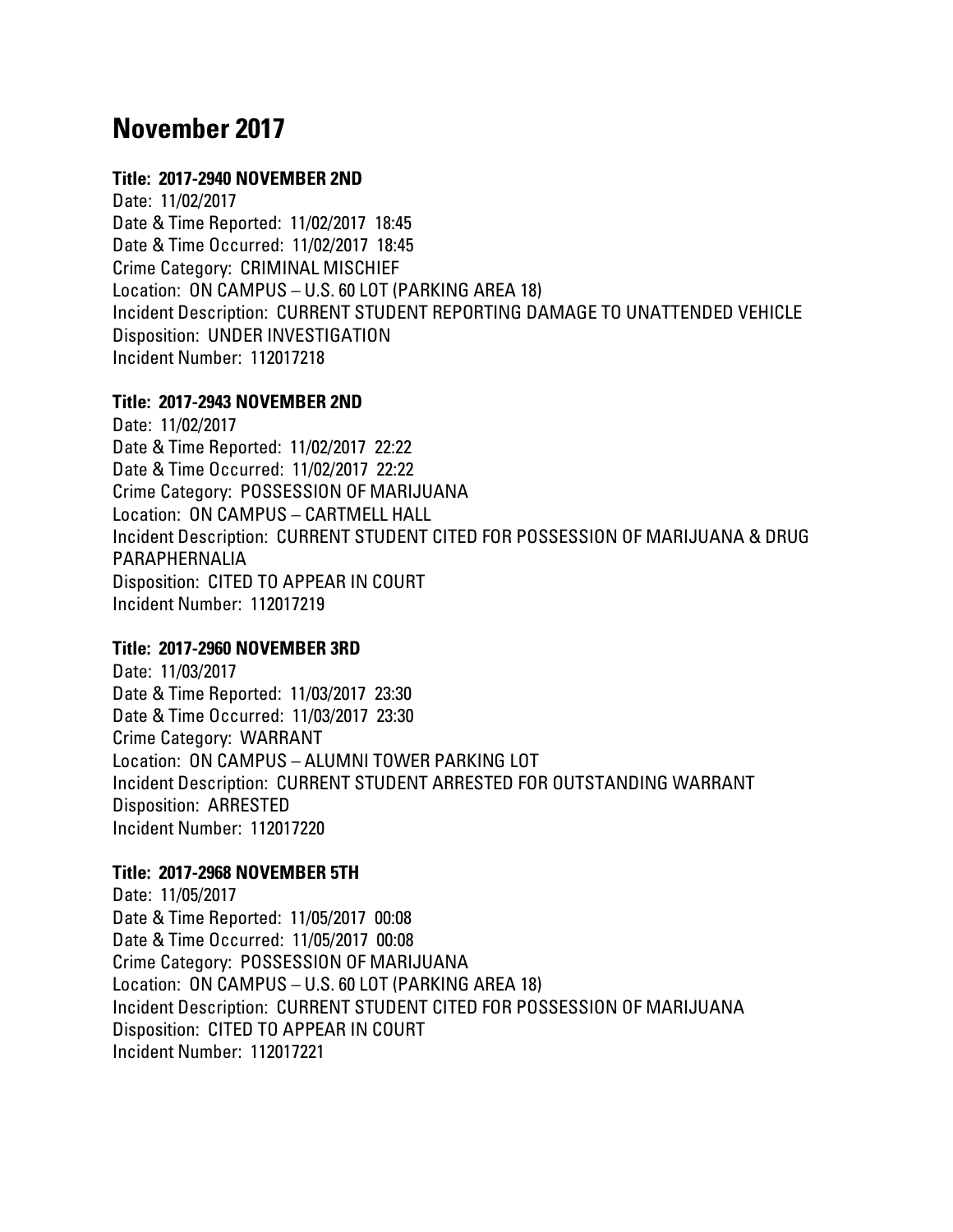# November 2017

**Title: 2017-2940 NOVEMBER 2ND**

Date: 11/02/2017
Date & Time Reported: 11/02/2017 18:45
Date & Time Occurred: 11/02/2017 18:45
Crime Category: CRIMINAL MISCHIEF
Location: ON CAMPUS – U.S. 60 LOT (PARKING AREA 18)
Incident Description: CURRENT STUDENT REPORTING DAMAGE TO UNATTENDED VEHICLE
Disposition: UNDER INVESTIGATION
Incident Number: 112017218

**Title: 2017-2943 NOVEMBER 2ND**

Date: 11/02/2017
Date & Time Reported: 11/02/2017 22:22
Date & Time Occurred: 11/02/2017 22:22
Crime Category: POSSESSION OF MARIJUANA
Location: ON CAMPUS – CARTMELL HALL
Incident Description: CURRENT STUDENT CITED FOR POSSESSION OF MARIJUANA & DRUG PARAPHERNALIA
Disposition: CITED TO APPEAR IN COURT
Incident Number: 112017219

**Title: 2017-2960 NOVEMBER 3RD**

Date: 11/03/2017
Date & Time Reported: 11/03/2017 23:30
Date & Time Occurred: 11/03/2017 23:30
Crime Category: WARRANT
Location: ON CAMPUS – ALUMNI TOWER PARKING LOT
Incident Description: CURRENT STUDENT ARRESTED FOR OUTSTANDING WARRANT
Disposition: ARRESTED
Incident Number: 112017220

**Title: 2017-2968 NOVEMBER 5TH**

Date: 11/05/2017
Date & Time Reported: 11/05/2017 00:08
Date & Time Occurred: 11/05/2017 00:08
Crime Category: POSSESSION OF MARIJUANA
Location: ON CAMPUS – U.S. 60 LOT (PARKING AREA 18)
Incident Description: CURRENT STUDENT CITED FOR POSSESSION OF MARIJUANA
Disposition: CITED TO APPEAR IN COURT
Incident Number: 112017221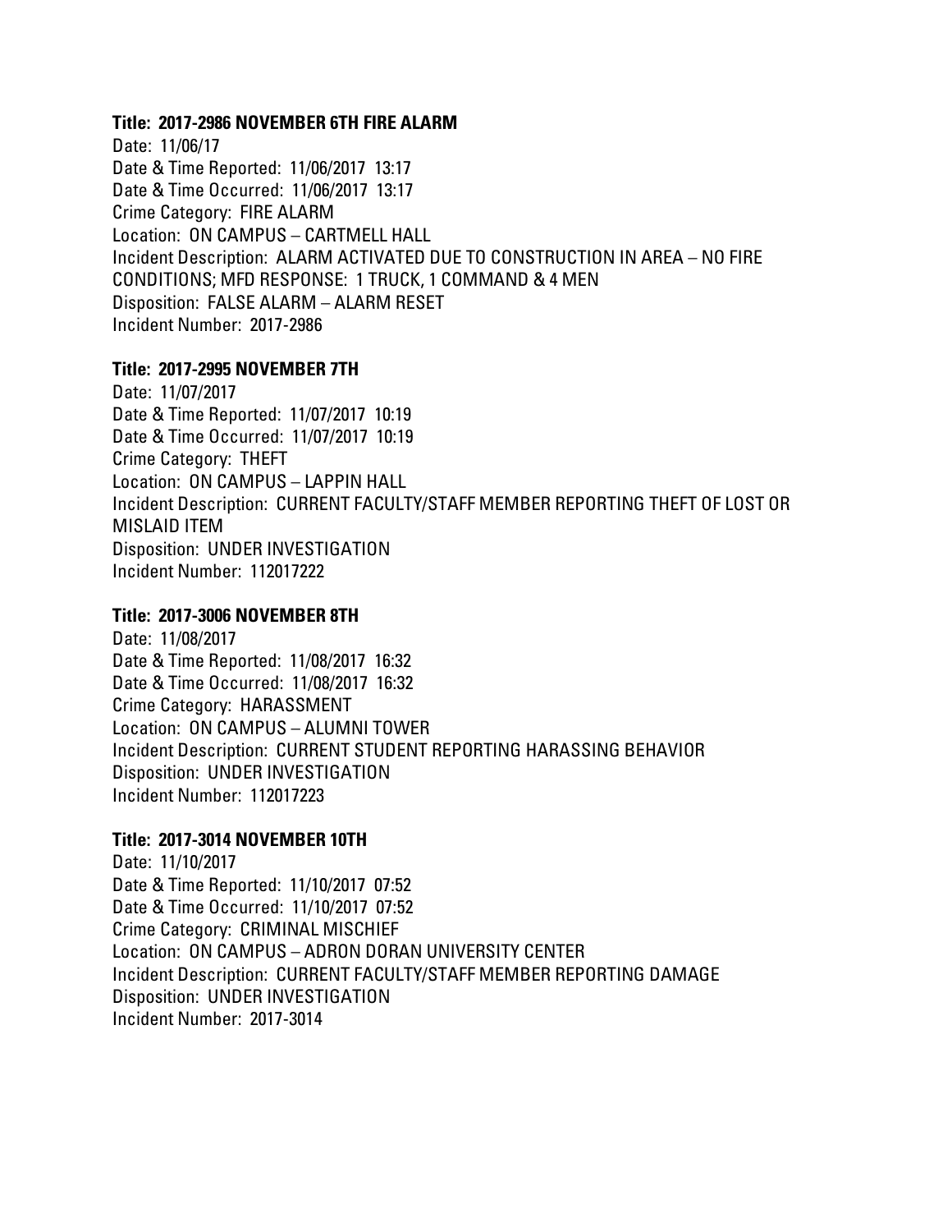**Title: 2017-2986 NOVEMBER 6TH FIRE ALARM**

Date: 11/06/17
Date & Time Reported: 11/06/2017 13:17
Date & Time Occurred: 11/06/2017 13:17
Crime Category: FIRE ALARM
Location: ON CAMPUS – CARTMELL HALL
Incident Description: ALARM ACTIVATED DUE TO CONSTRUCTION IN AREA – NO FIRE CONDITIONS; MFD RESPONSE: 1 TRUCK, 1 COMMAND & 4 MEN
Disposition: FALSE ALARM – ALARM RESET
Incident Number: 2017-2986

**Title: 2017-2995 NOVEMBER 7TH**

Date: 11/07/2017
Date & Time Reported: 11/07/2017 10:19
Date & Time Occurred: 11/07/2017 10:19
Crime Category: THEFT
Location: ON CAMPUS – LAPPIN HALL
Incident Description: CURRENT FACULTY/STAFF MEMBER REPORTING THEFT OF LOST OR MISLAID ITEM
Disposition: UNDER INVESTIGATION
Incident Number: 112017222

**Title: 2017-3006 NOVEMBER 8TH**

Date: 11/08/2017
Date & Time Reported: 11/08/2017 16:32
Date & Time Occurred: 11/08/2017 16:32
Crime Category: HARASSMENT
Location: ON CAMPUS – ALUMNI TOWER
Incident Description: CURRENT STUDENT REPORTING HARASSING BEHAVIOR
Disposition: UNDER INVESTIGATION
Incident Number: 112017223

**Title: 2017-3014 NOVEMBER 10TH**

Date: 11/10/2017
Date & Time Reported: 11/10/2017 07:52
Date & Time Occurred: 11/10/2017 07:52
Crime Category: CRIMINAL MISCHIEF
Location: ON CAMPUS – ADRON DORAN UNIVERSITY CENTER
Incident Description: CURRENT FACULTY/STAFF MEMBER REPORTING DAMAGE
Disposition: UNDER INVESTIGATION
Incident Number: 2017-3014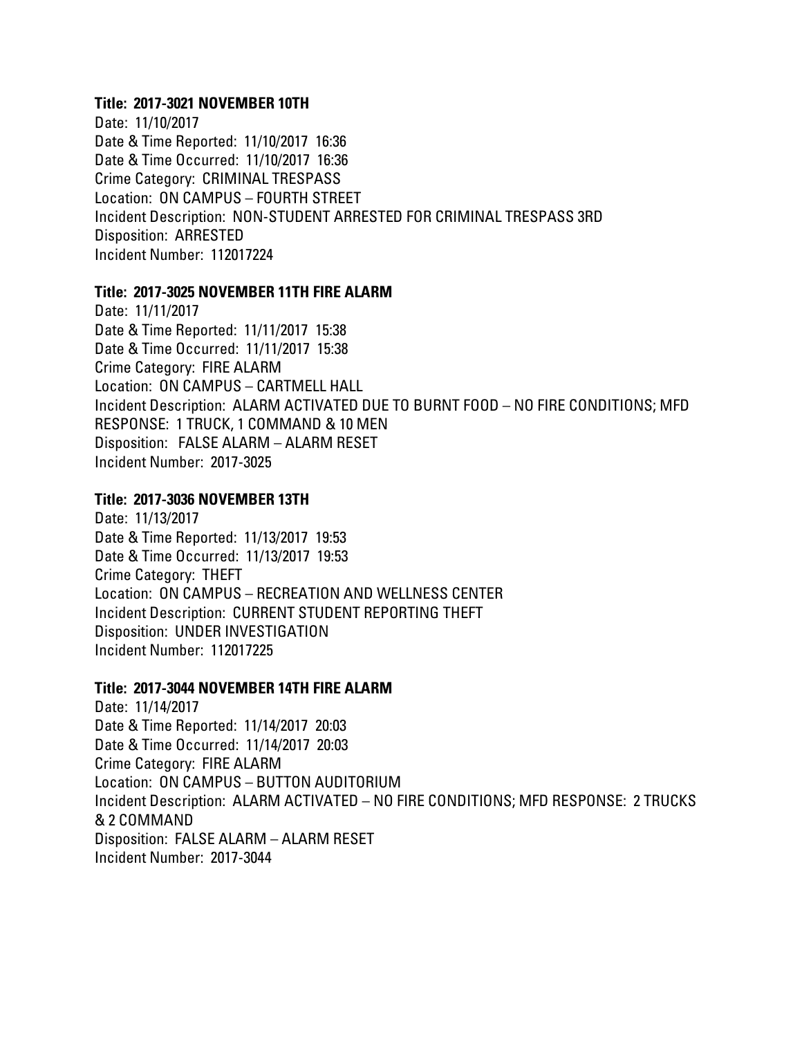**Title: 2017-3021 NOVEMBER 10TH**

Date: 11/10/2017
Date & Time Reported: 11/10/2017 16:36
Date & Time Occurred: 11/10/2017 16:36
Crime Category: CRIMINAL TRESPASS
Location: ON CAMPUS – FOURTH STREET
Incident Description: NON-STUDENT ARRESTED FOR CRIMINAL TRESPASS 3RD
Disposition: ARRESTED
Incident Number: 112017224

**Title: 2017-3025 NOVEMBER 11TH FIRE ALARM**

Date: 11/11/2017
Date & Time Reported: 11/11/2017 15:38
Date & Time Occurred: 11/11/2017 15:38
Crime Category: FIRE ALARM
Location: ON CAMPUS – CARTMELL HALL
Incident Description: ALARM ACTIVATED DUE TO BURNT FOOD – NO FIRE CONDITIONS; MFD RESPONSE: 1 TRUCK, 1 COMMAND & 10 MEN
Disposition: FALSE ALARM – ALARM RESET
Incident Number: 2017-3025

**Title: 2017-3036 NOVEMBER 13TH**

Date: 11/13/2017
Date & Time Reported: 11/13/2017 19:53
Date & Time Occurred: 11/13/2017 19:53
Crime Category: THEFT
Location: ON CAMPUS – RECREATION AND WELLNESS CENTER
Incident Description: CURRENT STUDENT REPORTING THEFT
Disposition: UNDER INVESTIGATION
Incident Number: 112017225

**Title: 2017-3044 NOVEMBER 14TH FIRE ALARM**

Date: 11/14/2017
Date & Time Reported: 11/14/2017 20:03
Date & Time Occurred: 11/14/2017 20:03
Crime Category: FIRE ALARM
Location: ON CAMPUS – BUTTON AUDITORIUM
Incident Description: ALARM ACTIVATED – NO FIRE CONDITIONS; MFD RESPONSE: 2 TRUCKS & 2 COMMAND
Disposition: FALSE ALARM – ALARM RESET
Incident Number: 2017-3044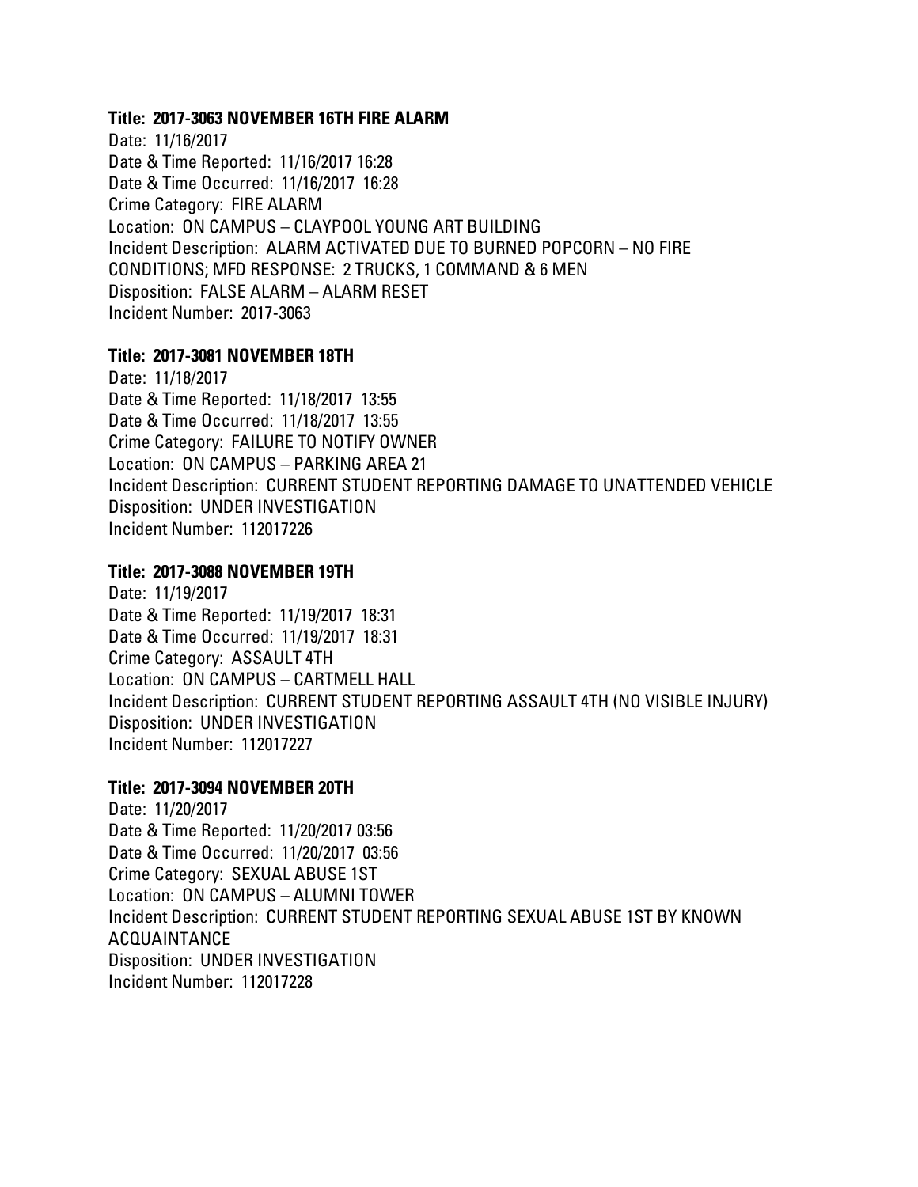**Title: 2017-3063 NOVEMBER 16TH FIRE ALARM**

Date: 11/16/2017
Date & Time Reported: 11/16/2017 16:28
Date & Time Occurred: 11/16/2017 16:28
Crime Category: FIRE ALARM
Location: ON CAMPUS – CLAYPOOL YOUNG ART BUILDING
Incident Description: ALARM ACTIVATED DUE TO BURNED POPCORN – NO FIRE CONDITIONS; MFD RESPONSE: 2 TRUCKS, 1 COMMAND & 6 MEN
Disposition: FALSE ALARM – ALARM RESET
Incident Number: 2017-3063

**Title: 2017-3081 NOVEMBER 18TH**

Date: 11/18/2017
Date & Time Reported: 11/18/2017 13:55
Date & Time Occurred: 11/18/2017 13:55
Crime Category: FAILURE TO NOTIFY OWNER
Location: ON CAMPUS – PARKING AREA 21
Incident Description: CURRENT STUDENT REPORTING DAMAGE TO UNATTENDED VEHICLE
Disposition: UNDER INVESTIGATION
Incident Number: 112017226

**Title: 2017-3088 NOVEMBER 19TH**

Date: 11/19/2017
Date & Time Reported: 11/19/2017 18:31
Date & Time Occurred: 11/19/2017 18:31
Crime Category: ASSAULT 4TH
Location: ON CAMPUS – CARTMELL HALL
Incident Description: CURRENT STUDENT REPORTING ASSAULT 4TH (NO VISIBLE INJURY)
Disposition: UNDER INVESTIGATION
Incident Number: 112017227

**Title: 2017-3094 NOVEMBER 20TH**

Date: 11/20/2017
Date & Time Reported: 11/20/2017 03:56
Date & Time Occurred: 11/20/2017 03:56
Crime Category: SEXUAL ABUSE 1ST
Location: ON CAMPUS – ALUMNI TOWER
Incident Description: CURRENT STUDENT REPORTING SEXUAL ABUSE 1ST BY KNOWN ACQUAINTANCE
Disposition: UNDER INVESTIGATION
Incident Number: 112017228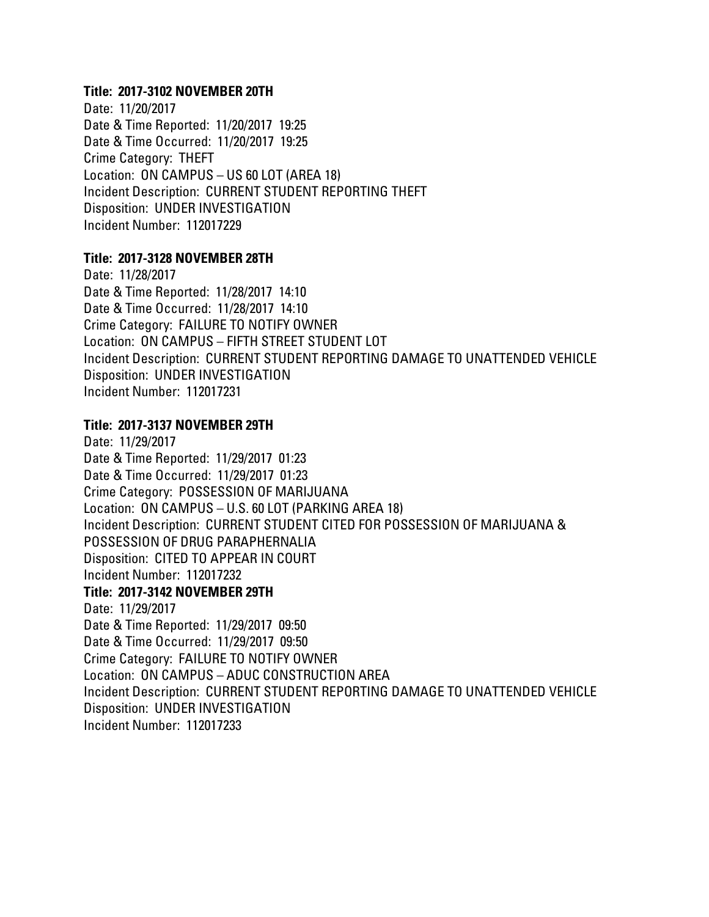**Title: 2017-3102 NOVEMBER 20TH**

Date: 11/20/2017
Date & Time Reported: 11/20/2017 19:25
Date & Time Occurred: 11/20/2017 19:25
Crime Category: THEFT
Location: ON CAMPUS – US 60 LOT (AREA 18)
Incident Description: CURRENT STUDENT REPORTING THEFT
Disposition: UNDER INVESTIGATION
Incident Number: 112017229

**Title: 2017-3128 NOVEMBER 28TH**

Date: 11/28/2017
Date & Time Reported: 11/28/2017 14:10
Date & Time Occurred: 11/28/2017 14:10
Crime Category: FAILURE TO NOTIFY OWNER
Location: ON CAMPUS – FIFTH STREET STUDENT LOT
Incident Description: CURRENT STUDENT REPORTING DAMAGE TO UNATTENDED VEHICLE
Disposition: UNDER INVESTIGATION
Incident Number: 112017231

**Title: 2017-3137 NOVEMBER 29TH**

Date: 11/29/2017
Date & Time Reported: 11/29/2017 01:23
Date & Time Occurred: 11/29/2017 01:23
Crime Category: POSSESSION OF MARIJUANA
Location: ON CAMPUS – U.S. 60 LOT (PARKING AREA 18)
Incident Description: CURRENT STUDENT CITED FOR POSSESSION OF MARIJUANA & POSSESSION OF DRUG PARAPHERNALIA
Disposition: CITED TO APPEAR IN COURT
Incident Number: 112017232

**Title: 2017-3142 NOVEMBER 29TH**

Date: 11/29/2017
Date & Time Reported: 11/29/2017 09:50
Date & Time Occurred: 11/29/2017 09:50
Crime Category: FAILURE TO NOTIFY OWNER
Location: ON CAMPUS – ADUC CONSTRUCTION AREA
Incident Description: CURRENT STUDENT REPORTING DAMAGE TO UNATTENDED VEHICLE
Disposition: UNDER INVESTIGATION
Incident Number: 112017233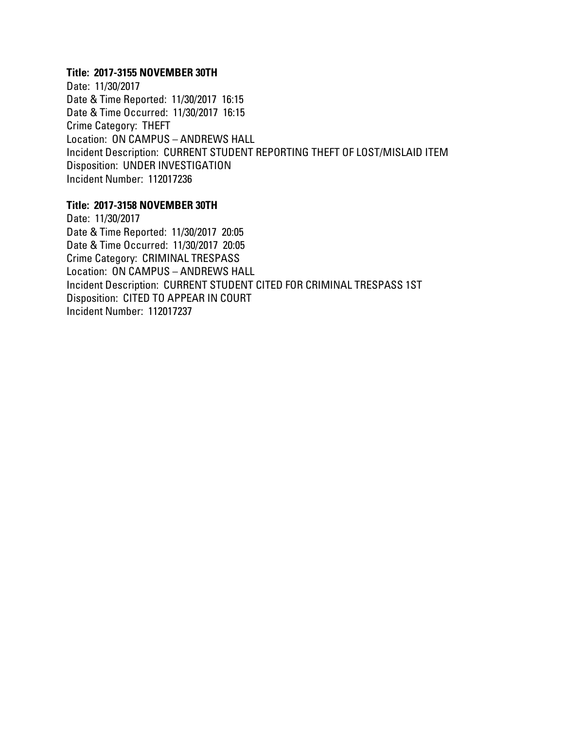**Title: 2017-3155 NOVEMBER 30TH**

Date: 11/30/2017
Date & Time Reported: 11/30/2017 16:15
Date & Time Occurred: 11/30/2017 16:15
Crime Category: THEFT
Location: ON CAMPUS – ANDREWS HALL
Incident Description: CURRENT STUDENT REPORTING THEFT OF LOST/MISLAID ITEM
Disposition: UNDER INVESTIGATION
Incident Number: 112017236

**Title: 2017-3158 NOVEMBER 30TH**

Date: 11/30/2017
Date & Time Reported: 11/30/2017 20:05
Date & Time Occurred: 11/30/2017 20:05
Crime Category: CRIMINAL TRESPASS
Location: ON CAMPUS – ANDREWS HALL
Incident Description: CURRENT STUDENT CITED FOR CRIMINAL TRESPASS 1ST
Disposition: CITED TO APPEAR IN COURT
Incident Number: 112017237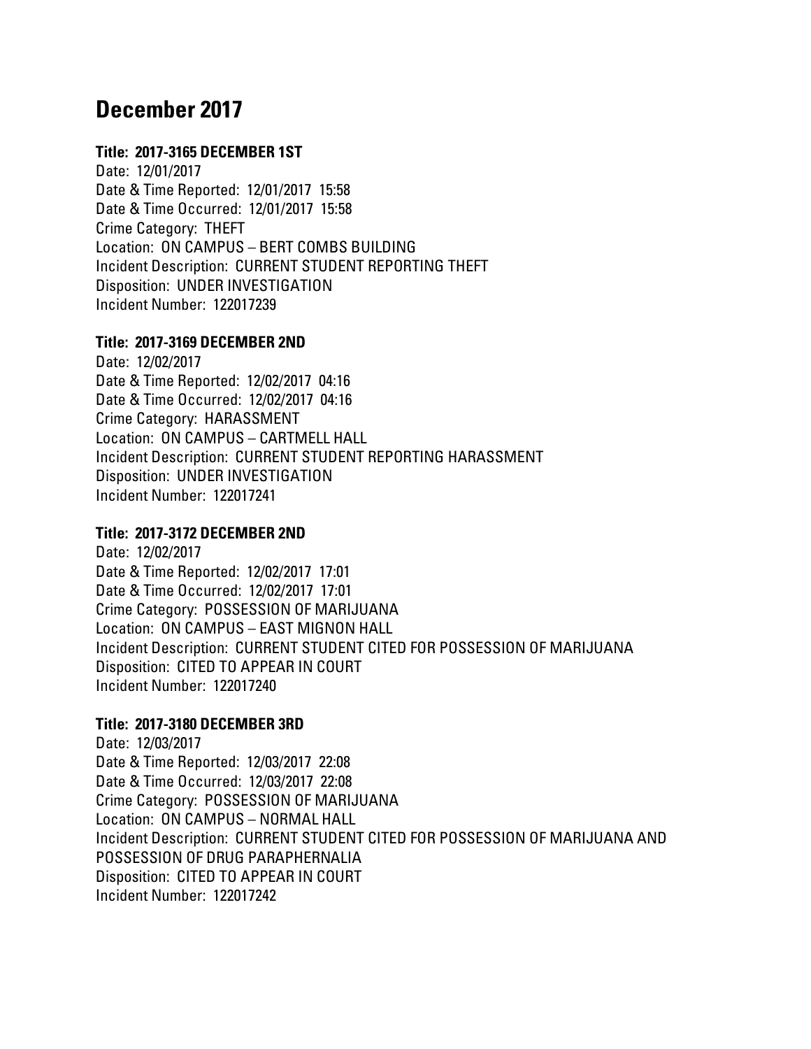# December 2017

**Title: 2017-3165 DECEMBER 1ST**
Date: 12/01/2017
Date & Time Reported: 12/01/2017 15:58
Date & Time Occurred: 12/01/2017 15:58
Crime Category: THEFT
Location: ON CAMPUS – BERT COMBS BUILDING
Incident Description: CURRENT STUDENT REPORTING THEFT
Disposition: UNDER INVESTIGATION
Incident Number: 122017239

**Title: 2017-3169 DECEMBER 2ND**
Date: 12/02/2017
Date & Time Reported: 12/02/2017 04:16
Date & Time Occurred: 12/02/2017 04:16
Crime Category: HARASSMENT
Location: ON CAMPUS – CARTMELL HALL
Incident Description: CURRENT STUDENT REPORTING HARASSMENT
Disposition: UNDER INVESTIGATION
Incident Number: 122017241

**Title: 2017-3172 DECEMBER 2ND**
Date: 12/02/2017
Date & Time Reported: 12/02/2017 17:01
Date & Time Occurred: 12/02/2017 17:01
Crime Category: POSSESSION OF MARIJUANA
Location: ON CAMPUS – EAST MIGNON HALL
Incident Description: CURRENT STUDENT CITED FOR POSSESSION OF MARIJUANA
Disposition: CITED TO APPEAR IN COURT
Incident Number: 122017240

**Title: 2017-3180 DECEMBER 3RD**
Date: 12/03/2017
Date & Time Reported: 12/03/2017 22:08
Date & Time Occurred: 12/03/2017 22:08
Crime Category: POSSESSION OF MARIJUANA
Location: ON CAMPUS – NORMAL HALL
Incident Description: CURRENT STUDENT CITED FOR POSSESSION OF MARIJUANA AND POSSESSION OF DRUG PARAPHERNALIA
Disposition: CITED TO APPEAR IN COURT
Incident Number: 122017242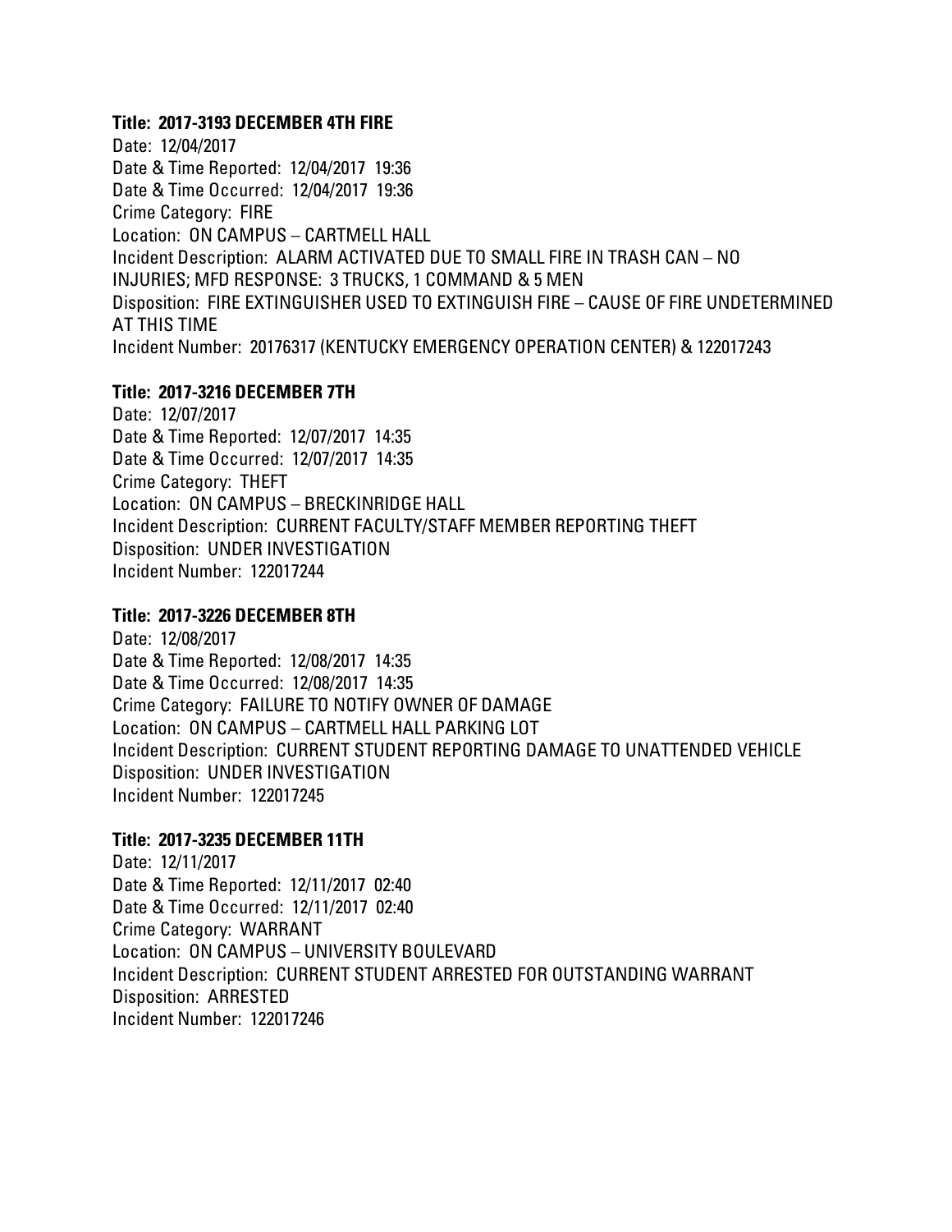**Title: 2017-3193 DECEMBER 4TH FIRE**

Date: 12/04/2017
Date & Time Reported: 12/04/2017 19:36
Date & Time Occurred: 12/04/2017 19:36
Crime Category: FIRE
Location: ON CAMPUS – CARTMELL HALL
Incident Description: ALARM ACTIVATED DUE TO SMALL FIRE IN TRASH CAN – NO INJURIES; MFD RESPONSE: 3 TRUCKS, 1 COMMAND & 5 MEN
Disposition: FIRE EXTINGUISHER USED TO EXTINGUISH FIRE – CAUSE OF FIRE UNDETERMINED AT THIS TIME
Incident Number: 20176317 (KENTUCKY EMERGENCY OPERATION CENTER) & 122017243

**Title: 2017-3216 DECEMBER 7TH**

Date: 12/07/2017
Date & Time Reported: 12/07/2017 14:35
Date & Time Occurred: 12/07/2017 14:35
Crime Category: THEFT
Location: ON CAMPUS – BRECKINRIDGE HALL
Incident Description: CURRENT FACULTY/STAFF MEMBER REPORTING THEFT
Disposition: UNDER INVESTIGATION
Incident Number: 122017244

**Title: 2017-3226 DECEMBER 8TH**

Date: 12/08/2017
Date & Time Reported: 12/08/2017 14:35
Date & Time Occurred: 12/08/2017 14:35
Crime Category: FAILURE TO NOTIFY OWNER OF DAMAGE
Location: ON CAMPUS – CARTMELL HALL PARKING LOT
Incident Description: CURRENT STUDENT REPORTING DAMAGE TO UNATTENDED VEHICLE
Disposition: UNDER INVESTIGATION
Incident Number: 122017245

**Title: 2017-3235 DECEMBER 11TH**

Date: 12/11/2017
Date & Time Reported: 12/11/2017 02:40
Date & Time Occurred: 12/11/2017 02:40
Crime Category: WARRANT
Location: ON CAMPUS – UNIVERSITY BOULEVARD
Incident Description: CURRENT STUDENT ARRESTED FOR OUTSTANDING WARRANT
Disposition: ARRESTED
Incident Number: 122017246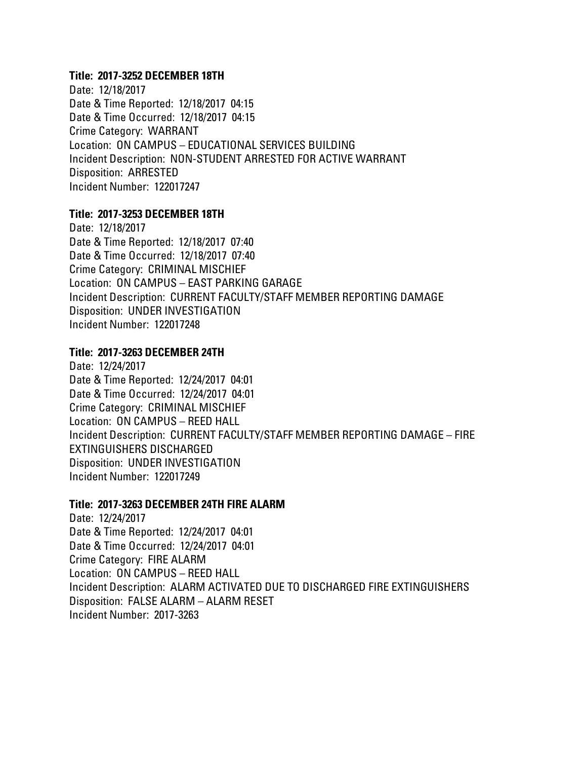**Title: 2017-3252 DECEMBER 18TH**

Date: 12/18/2017
Date & Time Reported: 12/18/2017 04:15
Date & Time Occurred: 12/18/2017 04:15
Crime Category: WARRANT
Location: ON CAMPUS – EDUCATIONAL SERVICES BUILDING
Incident Description: NON-STUDENT ARRESTED FOR ACTIVE WARRANT
Disposition: ARRESTED
Incident Number: 122017247

**Title: 2017-3253 DECEMBER 18TH**

Date: 12/18/2017
Date & Time Reported: 12/18/2017 07:40
Date & Time Occurred: 12/18/2017 07:40
Crime Category: CRIMINAL MISCHIEF
Location: ON CAMPUS – EAST PARKING GARAGE
Incident Description: CURRENT FACULTY/STAFF MEMBER REPORTING DAMAGE
Disposition: UNDER INVESTIGATION
Incident Number: 122017248

**Title: 2017-3263 DECEMBER 24TH**

Date: 12/24/2017
Date & Time Reported: 12/24/2017 04:01
Date & Time Occurred: 12/24/2017 04:01
Crime Category: CRIMINAL MISCHIEF
Location: ON CAMPUS – REED HALL
Incident Description: CURRENT FACULTY/STAFF MEMBER REPORTING DAMAGE – FIRE EXTINGUISHERS DISCHARGED
Disposition: UNDER INVESTIGATION
Incident Number: 122017249

**Title: 2017-3263 DECEMBER 24TH FIRE ALARM**

Date: 12/24/2017
Date & Time Reported: 12/24/2017 04:01
Date & Time Occurred: 12/24/2017 04:01
Crime Category: FIRE ALARM
Location: ON CAMPUS – REED HALL
Incident Description: ALARM ACTIVATED DUE TO DISCHARGED FIRE EXTINGUISHERS
Disposition: FALSE ALARM – ALARM RESET
Incident Number: 2017-3263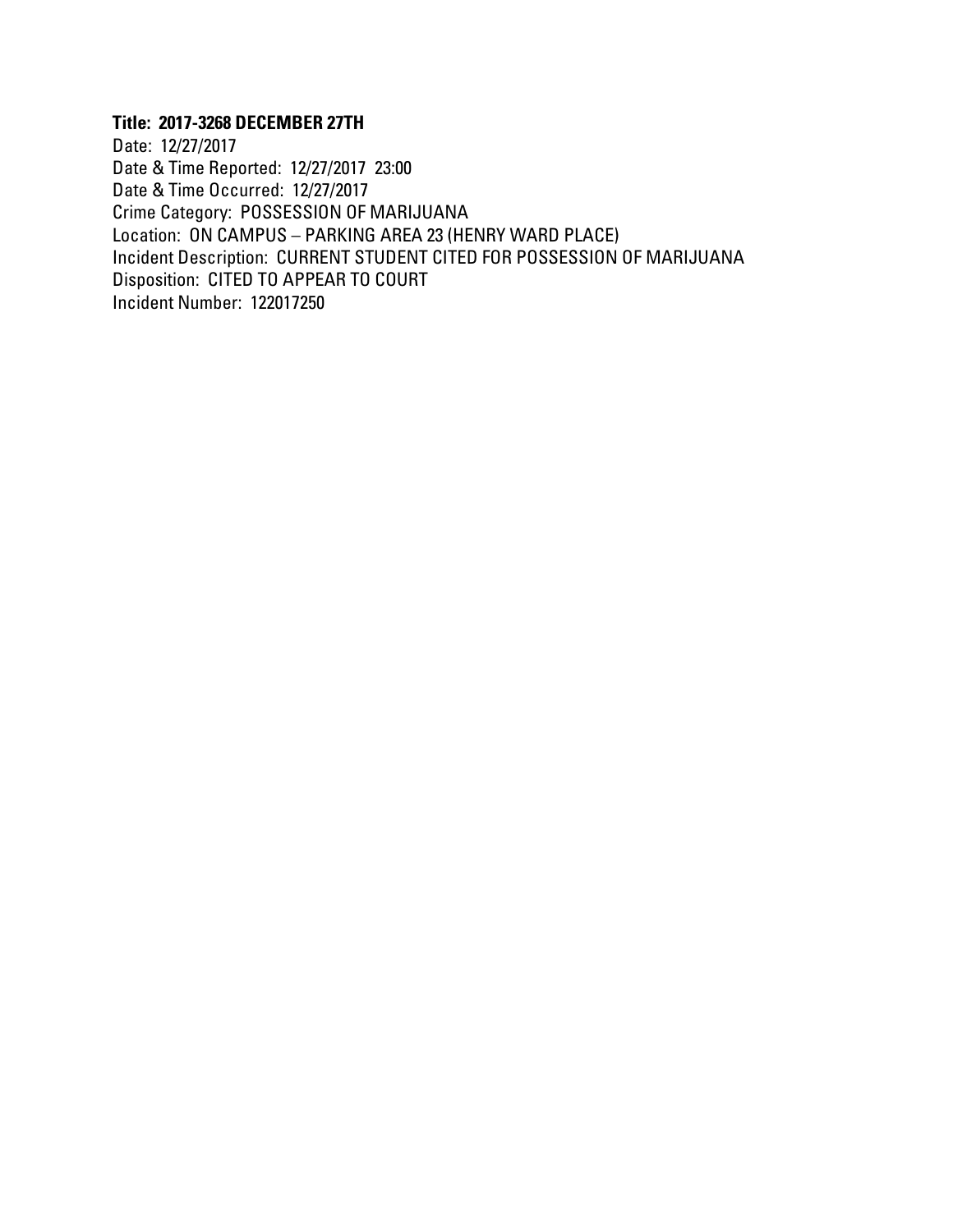**Title: 2017-3268 DECEMBER 27TH**

Date: 12/27/2017
Date & Time Reported: 12/27/2017 23:00
Date & Time Occurred: 12/27/2017
Crime Category: POSSESSION OF MARIJUANA
Location: ON CAMPUS – PARKING AREA 23 (HENRY WARD PLACE)
Incident Description: CURRENT STUDENT CITED FOR POSSESSION OF MARIJUANA
Disposition: CITED TO APPEAR TO COURT
Incident Number: 122017250